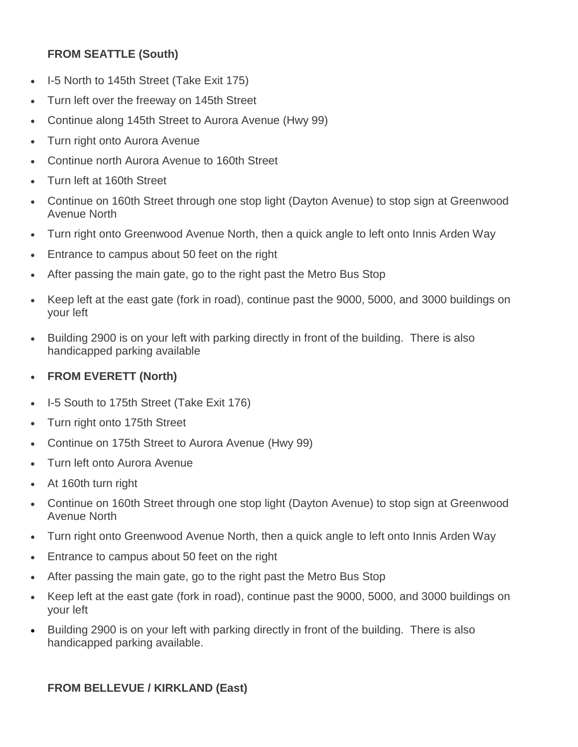**FROM SEATTLE (South)**

- I-5 North to 145th Street (Take Exit 175)
- Turn left over the freeway on 145th Street
- Continue along 145th Street to Aurora Avenue (Hwy 99)
- Turn right onto Aurora Avenue
- Continue north Aurora Avenue to 160th Street
- Turn left at 160th Street
- Continue on 160th Street through one stop light (Dayton Avenue) to stop sign at Greenwood Avenue North
- Turn right onto Greenwood Avenue North, then a quick angle to left onto Innis Arden Way
- Entrance to campus about 50 feet on the right
- After passing the main gate, go to the right past the Metro Bus Stop
- Keep left at the east gate (fork in road), continue past the 9000, 5000, and 3000 buildings on your left
- Building 2900 is on your left with parking directly in front of the building. There is also handicapped parking available
- **FROM EVERETT (North)**
- I-5 South to 175th Street (Take Exit 176)
- Turn right onto 175th Street
- Continue on 175th Street to Aurora Avenue (Hwy 99)
- Turn left onto Aurora Avenue
- At 160th turn right
- Continue on 160th Street through one stop light (Dayton Avenue) to stop sign at Greenwood Avenue North
- Turn right onto Greenwood Avenue North, then a quick angle to left onto Innis Arden Way
- Entrance to campus about 50 feet on the right
- After passing the main gate, go to the right past the Metro Bus Stop
- Keep left at the east gate (fork in road), continue past the 9000, 5000, and 3000 buildings on your left
- Building 2900 is on your left with parking directly in front of the building. There is also handicapped parking available.

**FROM BELLEVUE / KIRKLAND (East)**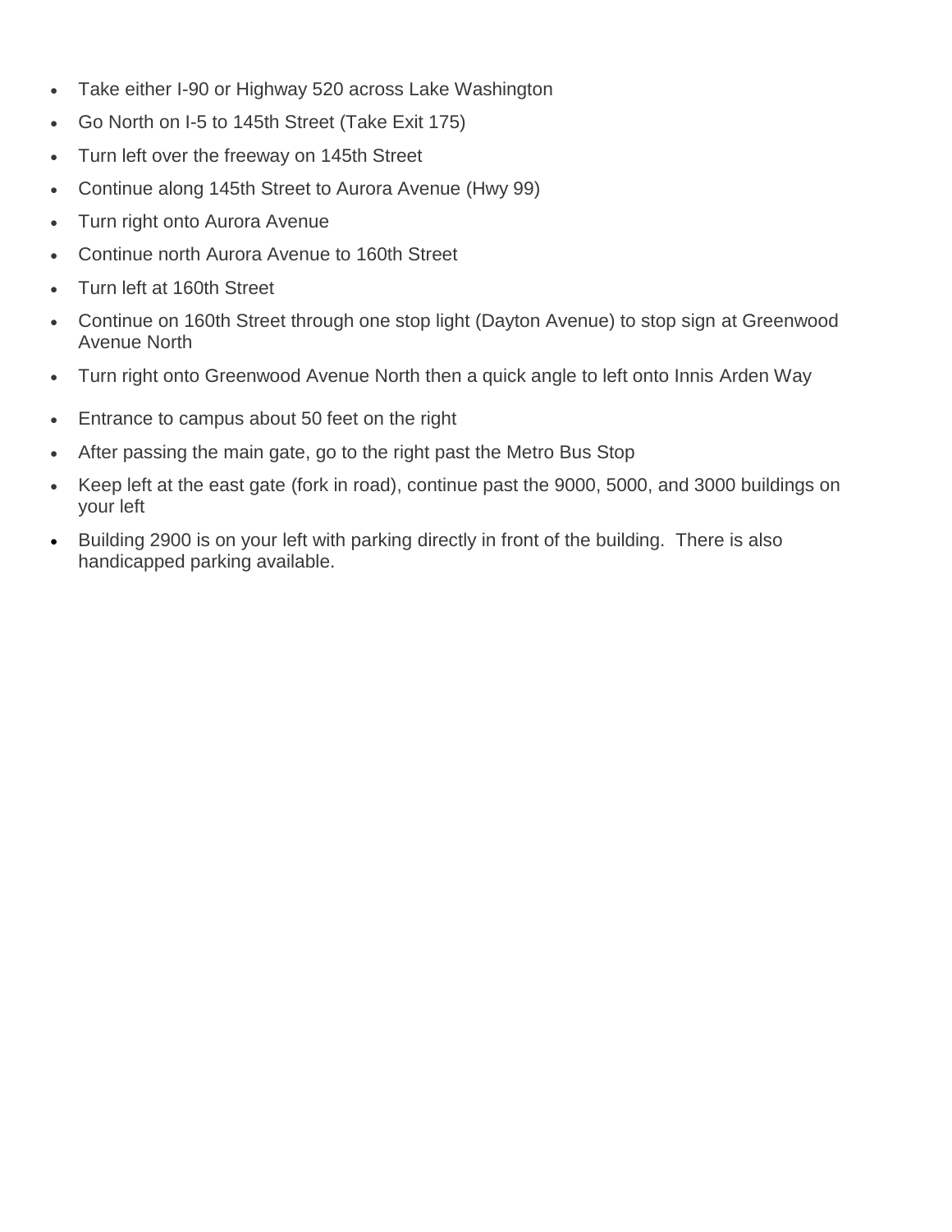- Take either I-90 or Highway 520 across Lake Washington
- Go North on I-5 to 145th Street (Take Exit 175)
- Turn left over the freeway on 145th Street
- Continue along 145th Street to Aurora Avenue (Hwy 99)
- Turn right onto Aurora Avenue
- Continue north Aurora Avenue to 160th Street
- Turn left at 160th Street
- Continue on 160th Street through one stop light (Dayton Avenue) to stop sign at Greenwood Avenue North
- Turn right onto Greenwood Avenue North then a quick angle to left onto Innis Arden Way
- Entrance to campus about 50 feet on the right
- After passing the main gate, go to the right past the Metro Bus Stop
- Keep left at the east gate (fork in road), continue past the 9000, 5000, and 3000 buildings on your left
- Building 2900 is on your left with parking directly in front of the building. There is also handicapped parking available.